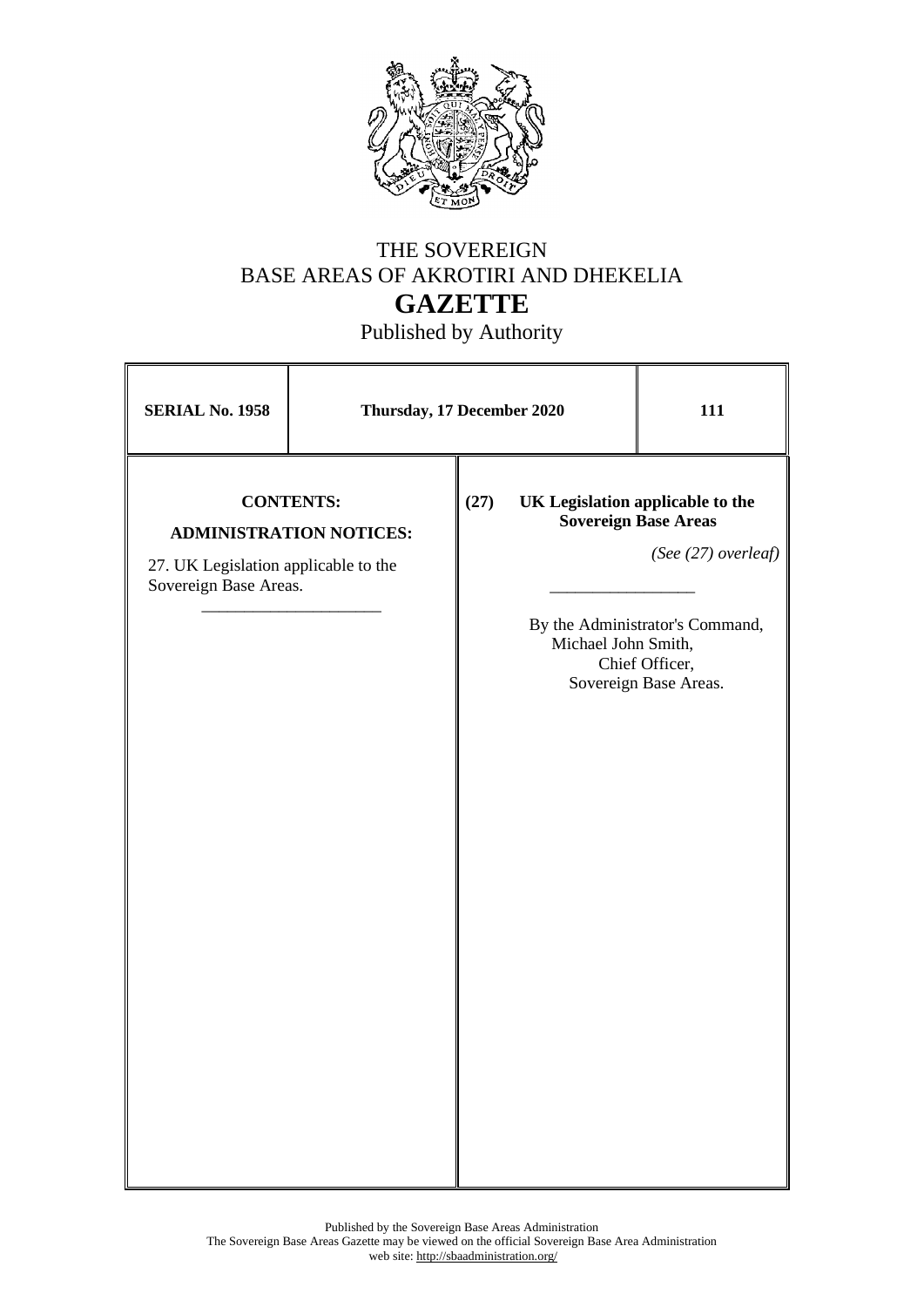# THE SOVEREIGN BASE AREAS OF AKROTIRI AND DHEKELIA

# GAZETTE

Published by Authority

| **SERIAL No. 1958** | **Thursday, 17 December 2020** | **111** |
|---|---|---|

**CONTENTS:**

**ADMINISTRATION NOTICES:**

27. UK Legislation applicable to the Sovereign Base Areas.

---

**(27) UK Legislation applicable to the Sovereign Base Areas**

*(See (27) overleaf)*

---

By the Administrator's Command,
Michael John Smith,
Chief Officer,
Sovereign Base Areas.

Published by the Sovereign Base Areas Administration
The Sovereign Base Areas Gazette may be viewed on the official Sovereign Base Area Administration web site: http://sbaadministration.org/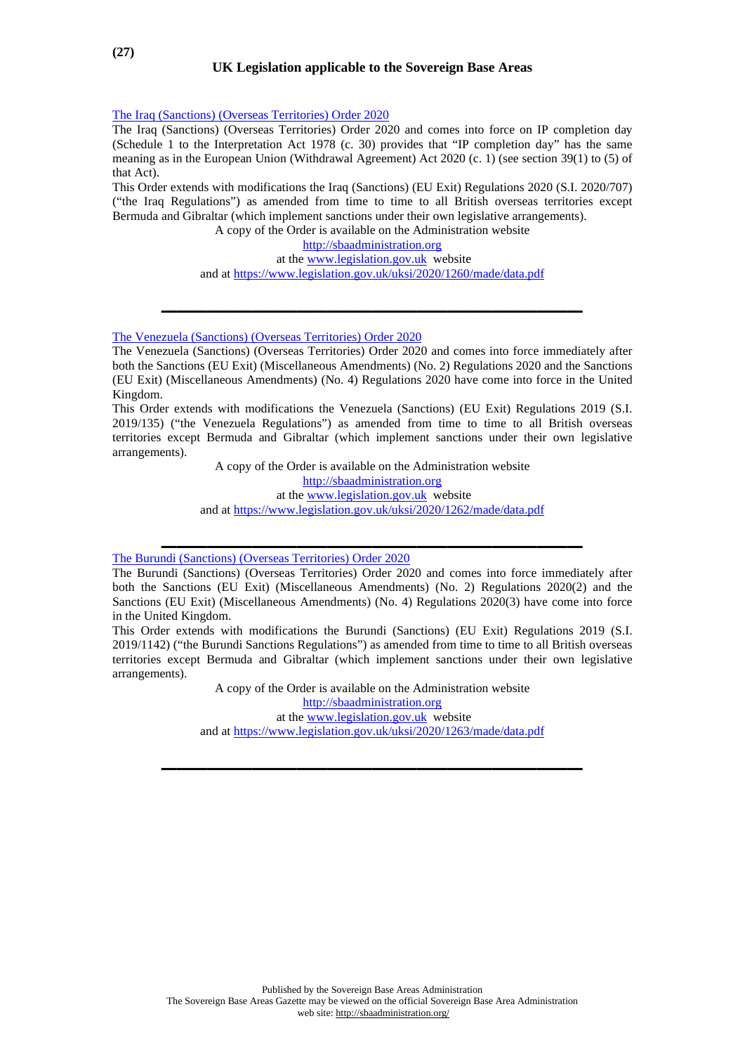The Iraq (Sanctions) (Overseas Territories) Order 2020

The Iraq (Sanctions) (Overseas Territories) Order 2020 and comes into force on IP completion day (Schedule 1 to the Interpretation Act 1978 (c. 30) provides that "IP completion day" has the same meaning as in the European Union (Withdrawal Agreement) Act 2020 (c. 1) (see section 39(1) to (5) of that Act).

This Order extends with modifications the Iraq (Sanctions) (EU Exit) Regulations 2020 (S.I. 2020/707) ("the Iraq Regulations") as amended from time to time to all British overseas territories except Bermuda and Gibraltar (which implement sanctions under their own legislative arrangements).

A copy of the Order is available on the Administration website
http://sbaadministration.org
at the www.legislation.gov.uk website
and at https://www.legislation.gov.uk/uksi/2020/1260/made/data.pdf

---

The Venezuela (Sanctions) (Overseas Territories) Order 2020

The Venezuela (Sanctions) (Overseas Territories) Order 2020 and comes into force immediately after both the Sanctions (EU Exit) (Miscellaneous Amendments) (No. 2) Regulations 2020 and the Sanctions (EU Exit) (Miscellaneous Amendments) (No. 4) Regulations 2020 have come into force in the United Kingdom.

This Order extends with modifications the Venezuela (Sanctions) (EU Exit) Regulations 2019 (S.I. 2019/135) ("the Venezuela Regulations") as amended from time to time to all British overseas territories except Bermuda and Gibraltar (which implement sanctions under their own legislative arrangements).

A copy of the Order is available on the Administration website
http://sbaadministration.org
at the www.legislation.gov.uk website
and at https://www.legislation.gov.uk/uksi/2020/1262/made/data.pdf

---

The Burundi (Sanctions) (Overseas Territories) Order 2020

The Burundi (Sanctions) (Overseas Territories) Order 2020 and comes into force immediately after both the Sanctions (EU Exit) (Miscellaneous Amendments) (No. 2) Regulations 2020(2) and the Sanctions (EU Exit) (Miscellaneous Amendments) (No. 4) Regulations 2020(3) have come into force in the United Kingdom.

This Order extends with modifications the Burundi (Sanctions) (EU Exit) Regulations 2019 (S.I. 2019/1142) ("the Burundi Sanctions Regulations") as amended from time to time to all British overseas territories except Bermuda and Gibraltar (which implement sanctions under their own legislative arrangements).

A copy of the Order is available on the Administration website
http://sbaadministration.org
at the www.legislation.gov.uk website
and at https://www.legislation.gov.uk/uksi/2020/1263/made/data.pdf

---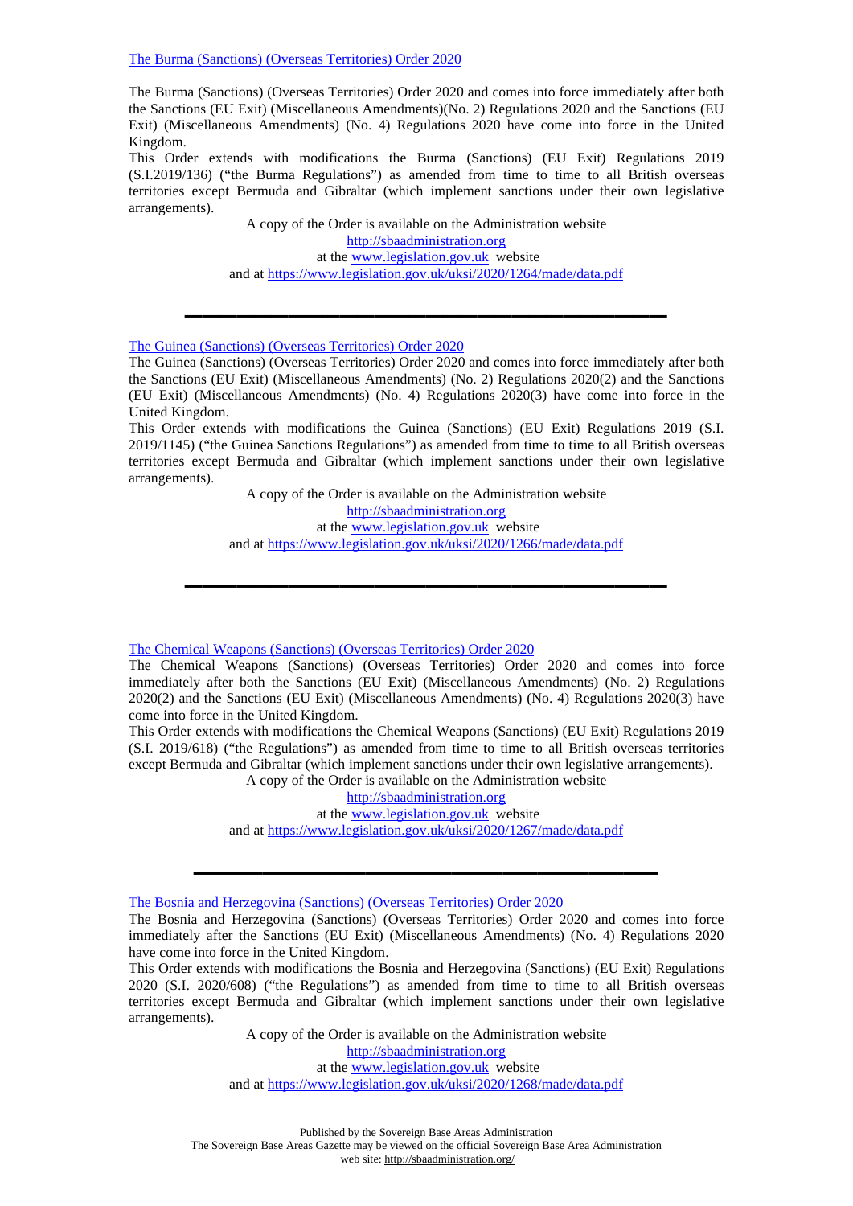[The Burma (Sanctions) (Overseas Territories) Order 2020](https://www.legislation.gov.uk/uksi/2020/1264/made/data.pdf)

The Burma (Sanctions) (Overseas Territories) Order 2020 and comes into force immediately after both the Sanctions (EU Exit) (Miscellaneous Amendments)(No. 2) Regulations 2020 and the Sanctions (EU Exit) (Miscellaneous Amendments) (No. 4) Regulations 2020 have come into force in the United Kingdom.

This Order extends with modifications the Burma (Sanctions) (EU Exit) Regulations 2019 (S.I.2019/136) ("the Burma Regulations") as amended from time to time to all British overseas territories except Bermuda and Gibraltar (which implement sanctions under their own legislative arrangements).

A copy of the Order is available on the Administration website
[http://sbaadministration.org](http://sbaadministration.org)
at the [www.legislation.gov.uk](http://www.legislation.gov.uk) website
and at [https://www.legislation.gov.uk/uksi/2020/1264/made/data.pdf](https://www.legislation.gov.uk/uksi/2020/1264/made/data.pdf)

---

[The Guinea (Sanctions) (Overseas Territories) Order 2020](https://www.legislation.gov.uk/uksi/2020/1266/made/data.pdf)

The Guinea (Sanctions) (Overseas Territories) Order 2020 and comes into force immediately after both the Sanctions (EU Exit) (Miscellaneous Amendments) (No. 2) Regulations 2020(2) and the Sanctions (EU Exit) (Miscellaneous Amendments) (No. 4) Regulations 2020(3) have come into force in the United Kingdom.

This Order extends with modifications the Guinea (Sanctions) (EU Exit) Regulations 2019 (S.I. 2019/1145) ("the Guinea Sanctions Regulations") as amended from time to time to all British overseas territories except Bermuda and Gibraltar (which implement sanctions under their own legislative arrangements).

A copy of the Order is available on the Administration website
[http://sbaadministration.org](http://sbaadministration.org)
at the [www.legislation.gov.uk](http://www.legislation.gov.uk) website
and at [https://www.legislation.gov.uk/uksi/2020/1266/made/data.pdf](https://www.legislation.gov.uk/uksi/2020/1266/made/data.pdf)

---

[The Chemical Weapons (Sanctions) (Overseas Territories) Order 2020](https://www.legislation.gov.uk/uksi/2020/1267/made/data.pdf)

The Chemical Weapons (Sanctions) (Overseas Territories) Order 2020 and comes into force immediately after both the Sanctions (EU Exit) (Miscellaneous Amendments) (No. 2) Regulations 2020(2) and the Sanctions (EU Exit) (Miscellaneous Amendments) (No. 4) Regulations 2020(3) have come into force in the United Kingdom.

This Order extends with modifications the Chemical Weapons (Sanctions) (EU Exit) Regulations 2019 (S.I. 2019/618) ("the Regulations") as amended from time to time to all British overseas territories except Bermuda and Gibraltar (which implement sanctions under their own legislative arrangements).

A copy of the Order is available on the Administration website
[http://sbaadministration.org](http://sbaadministration.org)
at the [www.legislation.gov.uk](http://www.legislation.gov.uk) website
and at [https://www.legislation.gov.uk/uksi/2020/1267/made/data.pdf](https://www.legislation.gov.uk/uksi/2020/1267/made/data.pdf)

---

[The Bosnia and Herzegovina (Sanctions) (Overseas Territories) Order 2020](https://www.legislation.gov.uk/uksi/2020/1268/made/data.pdf)

The Bosnia and Herzegovina (Sanctions) (Overseas Territories) Order 2020 and comes into force immediately after the Sanctions (EU Exit) (Miscellaneous Amendments) (No. 4) Regulations 2020 have come into force in the United Kingdom.

This Order extends with modifications the Bosnia and Herzegovina (Sanctions) (EU Exit) Regulations 2020 (S.I. 2020/608) ("the Regulations") as amended from time to time to all British overseas territories except Bermuda and Gibraltar (which implement sanctions under their own legislative arrangements).

A copy of the Order is available on the Administration website
[http://sbaadministration.org](http://sbaadministration.org)
at the [www.legislation.gov.uk](http://www.legislation.gov.uk) website
and at [https://www.legislation.gov.uk/uksi/2020/1268/made/data.pdf](https://www.legislation.gov.uk/uksi/2020/1268/made/data.pdf)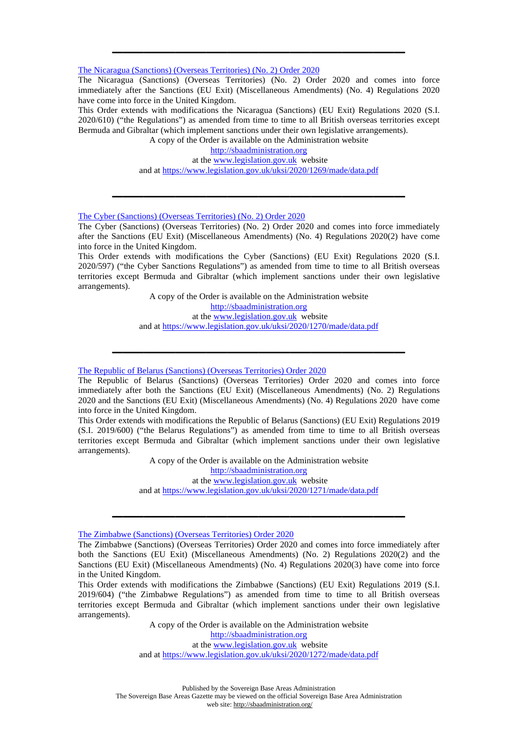---

[The Nicaragua (Sanctions) (Overseas Territories) (No. 2) Order 2020](https://www.legislation.gov.uk/uksi/2020/1269/made/data.pdf)

The Nicaragua (Sanctions) (Overseas Territories) (No. 2) Order 2020 and comes into force immediately after the Sanctions (EU Exit) (Miscellaneous Amendments) (No. 4) Regulations 2020 have come into force in the United Kingdom.

This Order extends with modifications the Nicaragua (Sanctions) (EU Exit) Regulations 2020 (S.I. 2020/610) ("the Regulations") as amended from time to time to all British overseas territories except Bermuda and Gibraltar (which implement sanctions under their own legislative arrangements).

A copy of the Order is available on the Administration website
[http://sbaadministration.org](http://sbaadministration.org)
at the [www.legislation.gov.uk](http://www.legislation.gov.uk) website
and at [https://www.legislation.gov.uk/uksi/2020/1269/made/data.pdf](https://www.legislation.gov.uk/uksi/2020/1269/made/data.pdf)

---

[The Cyber (Sanctions) (Overseas Territories) (No. 2) Order 2020](https://www.legislation.gov.uk/uksi/2020/1270/made/data.pdf)

The Cyber (Sanctions) (Overseas Territories) (No. 2) Order 2020 and comes into force immediately after the Sanctions (EU Exit) (Miscellaneous Amendments) (No. 4) Regulations 2020(2) have come into force in the United Kingdom.

This Order extends with modifications the Cyber (Sanctions) (EU Exit) Regulations 2020 (S.I. 2020/597) ("the Cyber Sanctions Regulations") as amended from time to time to all British overseas territories except Bermuda and Gibraltar (which implement sanctions under their own legislative arrangements).

A copy of the Order is available on the Administration website
[http://sbaadministration.org](http://sbaadministration.org)
at the [www.legislation.gov.uk](http://www.legislation.gov.uk) website
and at [https://www.legislation.gov.uk/uksi/2020/1270/made/data.pdf](https://www.legislation.gov.uk/uksi/2020/1270/made/data.pdf)

---

[The Republic of Belarus (Sanctions) (Overseas Territories) Order 2020](https://www.legislation.gov.uk/uksi/2020/1271/made/data.pdf)

The Republic of Belarus (Sanctions) (Overseas Territories) Order 2020 and comes into force immediately after both the Sanctions (EU Exit) (Miscellaneous Amendments) (No. 2) Regulations 2020 and the Sanctions (EU Exit) (Miscellaneous Amendments) (No. 4) Regulations 2020 have come into force in the United Kingdom.

This Order extends with modifications the Republic of Belarus (Sanctions) (EU Exit) Regulations 2019 (S.I. 2019/600) ("the Belarus Regulations") as amended from time to time to all British overseas territories except Bermuda and Gibraltar (which implement sanctions under their own legislative arrangements).

A copy of the Order is available on the Administration website
[http://sbaadministration.org](http://sbaadministration.org)
at the [www.legislation.gov.uk](http://www.legislation.gov.uk) website
and at [https://www.legislation.gov.uk/uksi/2020/1271/made/data.pdf](https://www.legislation.gov.uk/uksi/2020/1271/made/data.pdf)

---

[The Zimbabwe (Sanctions) (Overseas Territories) Order 2020](https://www.legislation.gov.uk/uksi/2020/1272/made/data.pdf)

The Zimbabwe (Sanctions) (Overseas Territories) Order 2020 and comes into force immediately after both the Sanctions (EU Exit) (Miscellaneous Amendments) (No. 2) Regulations 2020(2) and the Sanctions (EU Exit) (Miscellaneous Amendments) (No. 4) Regulations 2020(3) have come into force in the United Kingdom.

This Order extends with modifications the Zimbabwe (Sanctions) (EU Exit) Regulations 2019 (S.I. 2019/604) ("the Zimbabwe Regulations") as amended from time to time to all British overseas territories except Bermuda and Gibraltar (which implement sanctions under their own legislative arrangements).

A copy of the Order is available on the Administration website
[http://sbaadministration.org](http://sbaadministration.org)
at the [www.legislation.gov.uk](http://www.legislation.gov.uk) website
and at [https://www.legislation.gov.uk/uksi/2020/1272/made/data.pdf](https://www.legislation.gov.uk/uksi/2020/1272/made/data.pdf)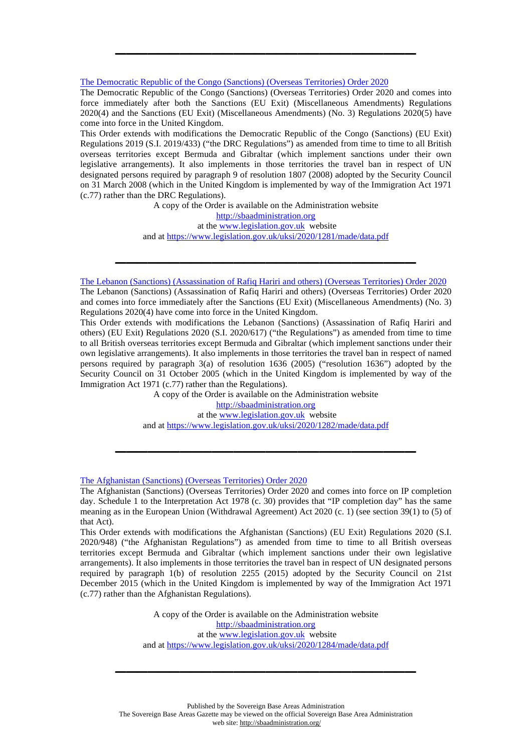---

[The Democratic Republic of the Congo (Sanctions) (Overseas Territories) Order 2020](https://www.legislation.gov.uk/uksi/2020/1281/made/data.pdf)

The Democratic Republic of the Congo (Sanctions) (Overseas Territories) Order 2020 and comes into force immediately after both the Sanctions (EU Exit) (Miscellaneous Amendments) Regulations 2020(4) and the Sanctions (EU Exit) (Miscellaneous Amendments) (No. 3) Regulations 2020(5) have come into force in the United Kingdom.

This Order extends with modifications the Democratic Republic of the Congo (Sanctions) (EU Exit) Regulations 2019 (S.I. 2019/433) ("the DRC Regulations") as amended from time to time to all British overseas territories except Bermuda and Gibraltar (which implement sanctions under their own legislative arrangements). It also implements in those territories the travel ban in respect of UN designated persons required by paragraph 9 of resolution 1807 (2008) adopted by the Security Council on 31 March 2008 (which in the United Kingdom is implemented by way of the Immigration Act 1971 (c.77) rather than the DRC Regulations).

A copy of the Order is available on the Administration website
http://sbaadministration.org
at the www.legislation.gov.uk website
and at https://www.legislation.gov.uk/uksi/2020/1281/made/data.pdf

---

[The Lebanon (Sanctions) (Assassination of Rafiq Hariri and others) (Overseas Territories) Order 2020](https://www.legislation.gov.uk/uksi/2020/1282/made/data.pdf)

The Lebanon (Sanctions) (Assassination of Rafiq Hariri and others) (Overseas Territories) Order 2020 and comes into force immediately after the Sanctions (EU Exit) (Miscellaneous Amendments) (No. 3) Regulations 2020(4) have come into force in the United Kingdom.

This Order extends with modifications the Lebanon (Sanctions) (Assassination of Rafiq Hariri and others) (EU Exit) Regulations 2020 (S.I. 2020/617) ("the Regulations") as amended from time to time to all British overseas territories except Bermuda and Gibraltar (which implement sanctions under their own legislative arrangements). It also implements in those territories the travel ban in respect of named persons required by paragraph 3(a) of resolution 1636 (2005) ("resolution 1636") adopted by the Security Council on 31 October 2005 (which in the United Kingdom is implemented by way of the Immigration Act 1971 (c.77) rather than the Regulations).

A copy of the Order is available on the Administration website
http://sbaadministration.org
at the www.legislation.gov.uk website
and at https://www.legislation.gov.uk/uksi/2020/1282/made/data.pdf

---

[The Afghanistan (Sanctions) (Overseas Territories) Order 2020](https://www.legislation.gov.uk/uksi/2020/1284/made/data.pdf)

The Afghanistan (Sanctions) (Overseas Territories) Order 2020 and comes into force on IP completion day. Schedule 1 to the Interpretation Act 1978 (c. 30) provides that "IP completion day" has the same meaning as in the European Union (Withdrawal Agreement) Act 2020 (c. 1) (see section 39(1) to (5) of that Act).

This Order extends with modifications the Afghanistan (Sanctions) (EU Exit) Regulations 2020 (S.I. 2020/948) ("the Afghanistan Regulations") as amended from time to time to all British overseas territories except Bermuda and Gibraltar (which implement sanctions under their own legislative arrangements). It also implements in those territories the travel ban in respect of UN designated persons required by paragraph 1(b) of resolution 2255 (2015) adopted by the Security Council on 21st December 2015 (which in the United Kingdom is implemented by way of the Immigration Act 1971 (c.77) rather than the Afghanistan Regulations).

A copy of the Order is available on the Administration website
http://sbaadministration.org
at the www.legislation.gov.uk website
and at https://www.legislation.gov.uk/uksi/2020/1284/made/data.pdf

---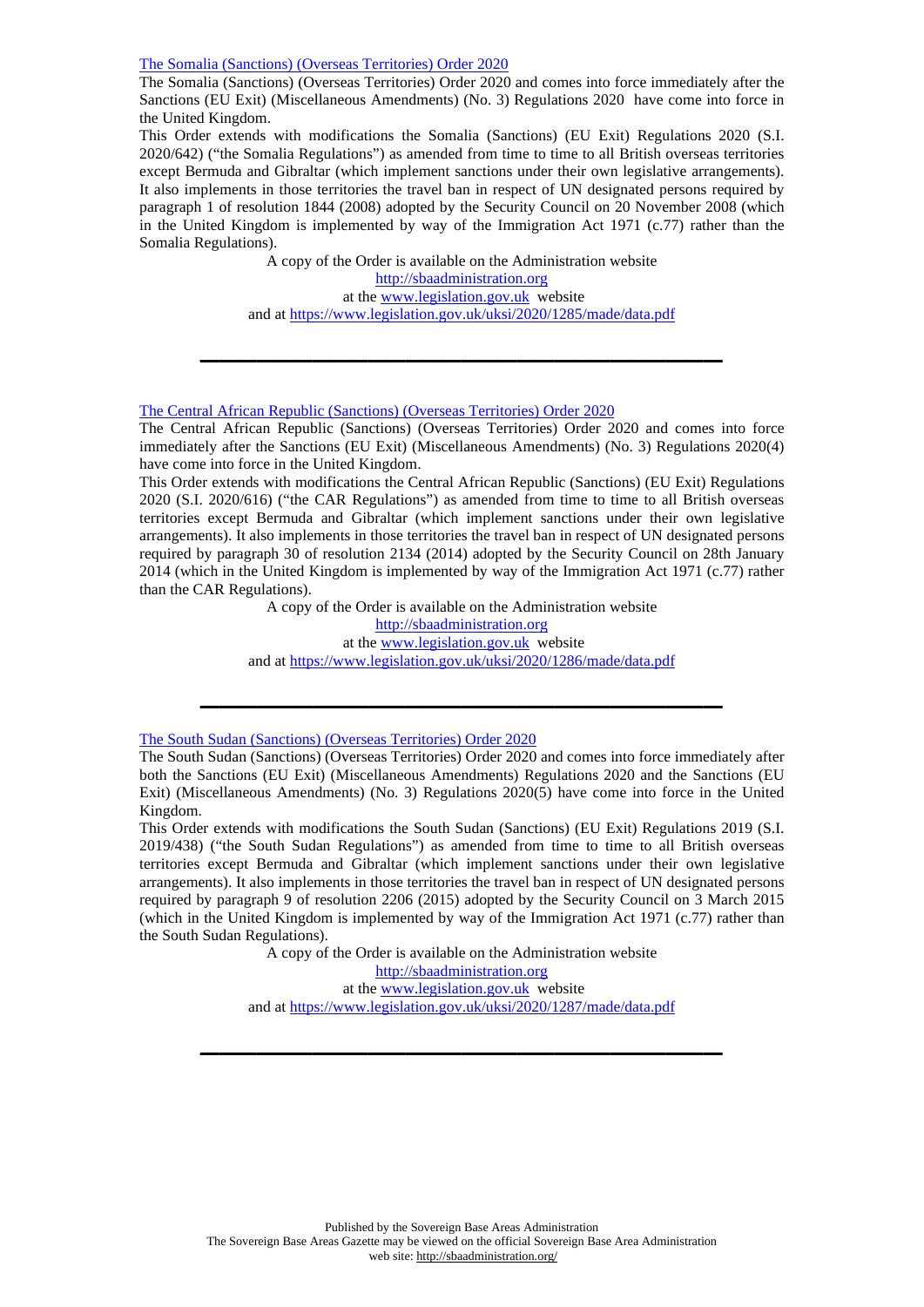[The Somalia (Sanctions) (Overseas Territories) Order 2020](https://www.legislation.gov.uk/uksi/2020/1285/made/data.pdf)

The Somalia (Sanctions) (Overseas Territories) Order 2020 and comes into force immediately after the Sanctions (EU Exit) (Miscellaneous Amendments) (No. 3) Regulations 2020 have come into force in the United Kingdom.

This Order extends with modifications the Somalia (Sanctions) (EU Exit) Regulations 2020 (S.I. 2020/642) ("the Somalia Regulations") as amended from time to time to all British overseas territories except Bermuda and Gibraltar (which implement sanctions under their own legislative arrangements). It also implements in those territories the travel ban in respect of UN designated persons required by paragraph 1 of resolution 1844 (2008) adopted by the Security Council on 20 November 2008 (which in the United Kingdom is implemented by way of the Immigration Act 1971 (c.77) rather than the Somalia Regulations).

A copy of the Order is available on the Administration website
http://sbaadministration.org
at the www.legislation.gov.uk website
and at https://www.legislation.gov.uk/uksi/2020/1285/made/data.pdf

---

[The Central African Republic (Sanctions) (Overseas Territories) Order 2020](https://www.legislation.gov.uk/uksi/2020/1286/made/data.pdf)

The Central African Republic (Sanctions) (Overseas Territories) Order 2020 and comes into force immediately after the Sanctions (EU Exit) (Miscellaneous Amendments) (No. 3) Regulations 2020(4) have come into force in the United Kingdom.

This Order extends with modifications the Central African Republic (Sanctions) (EU Exit) Regulations 2020 (S.I. 2020/616) ("the CAR Regulations") as amended from time to time to all British overseas territories except Bermuda and Gibraltar (which implement sanctions under their own legislative arrangements). It also implements in those territories the travel ban in respect of UN designated persons required by paragraph 30 of resolution 2134 (2014) adopted by the Security Council on 28th January 2014 (which in the United Kingdom is implemented by way of the Immigration Act 1971 (c.77) rather than the CAR Regulations).

A copy of the Order is available on the Administration website
http://sbaadministration.org
at the www.legislation.gov.uk website
and at https://www.legislation.gov.uk/uksi/2020/1286/made/data.pdf

---

[The South Sudan (Sanctions) (Overseas Territories) Order 2020](https://www.legislation.gov.uk/uksi/2020/1287/made/data.pdf)

The South Sudan (Sanctions) (Overseas Territories) Order 2020 and comes into force immediately after both the Sanctions (EU Exit) (Miscellaneous Amendments) Regulations 2020 and the Sanctions (EU Exit) (Miscellaneous Amendments) (No. 3) Regulations 2020(5) have come into force in the United Kingdom.

This Order extends with modifications the South Sudan (Sanctions) (EU Exit) Regulations 2019 (S.I. 2019/438) ("the South Sudan Regulations") as amended from time to time to all British overseas territories except Bermuda and Gibraltar (which implement sanctions under their own legislative arrangements). It also implements in those territories the travel ban in respect of UN designated persons required by paragraph 9 of resolution 2206 (2015) adopted by the Security Council on 3 March 2015 (which in the United Kingdom is implemented by way of the Immigration Act 1971 (c.77) rather than the South Sudan Regulations).

A copy of the Order is available on the Administration website
http://sbaadministration.org
at the www.legislation.gov.uk website
and at https://www.legislation.gov.uk/uksi/2020/1287/made/data.pdf

---